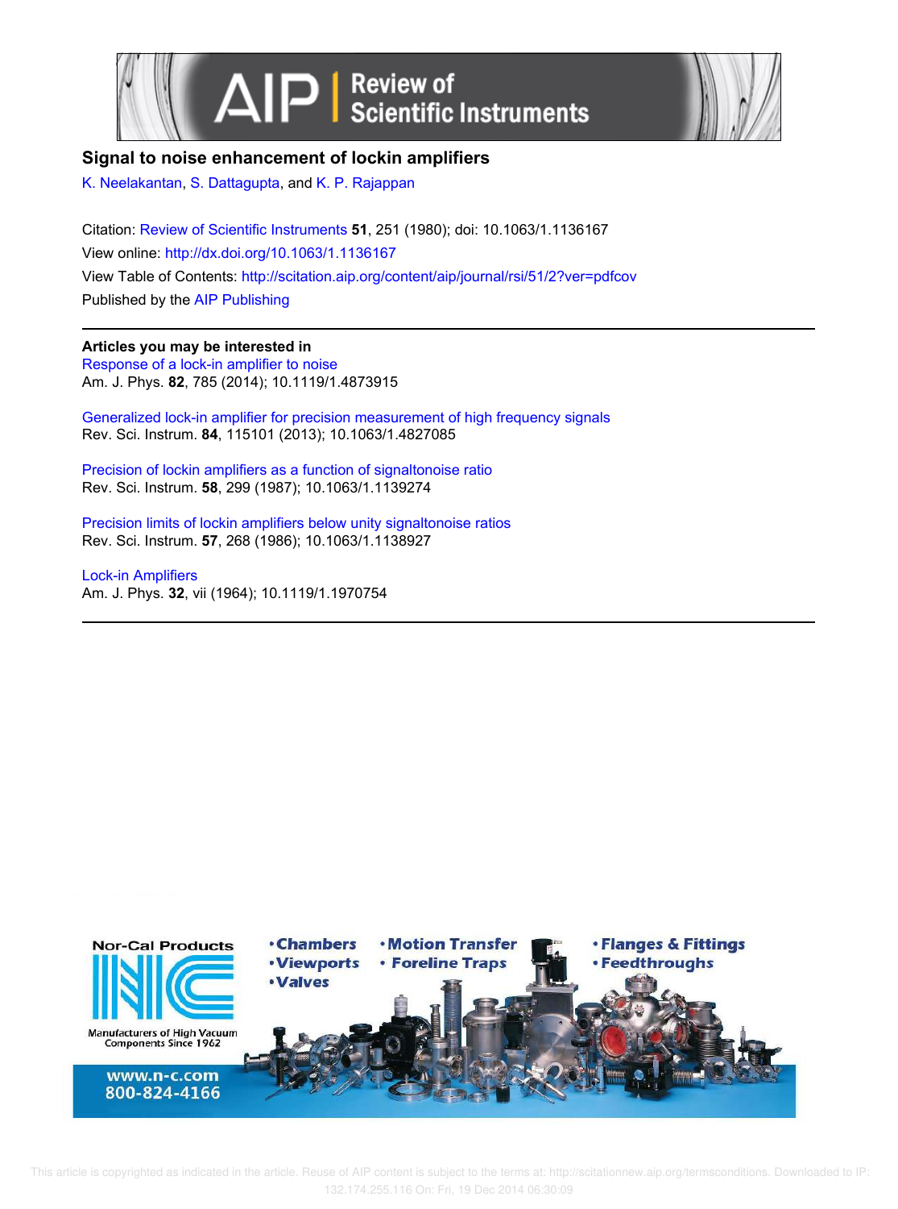# Signal to noise enhancement of lockin amplifiers

K. Neelakantan, S. Dattagupta, and K. P. Rajappan

Citation: Review of Scientific Instruments **51**, 251 (1980); doi: 10.1063/1.1136167

View online: http://dx.doi.org/10.1063/1.1136167

View Table of Contents: http://scitation.aip.org/content/aip/journal/rsi/51/2?ver=pdfcov

Published by the AIP Publishing

---

**Articles you may be interested in**

Response of a lock-in amplifier to noise
Am. J. Phys. **82**, 785 (2014); 10.1119/1.4873915

Generalized lock-in amplifier for precision measurement of high frequency signals
Rev. Sci. Instrum. **84**, 115101 (2013); 10.1063/1.4827085

Precision of lockin amplifiers as a function of signaltonoise ratio
Rev. Sci. Instrum. **58**, 299 (1987); 10.1063/1.1139274

Precision limits of lockin amplifiers below unity signaltonoise ratios
Rev. Sci. Instrum. **57**, 268 (1986); 10.1063/1.1138927

Lock-in Amplifiers
Am. J. Phys. **32**, vii (1964); 10.1119/1.1970754

---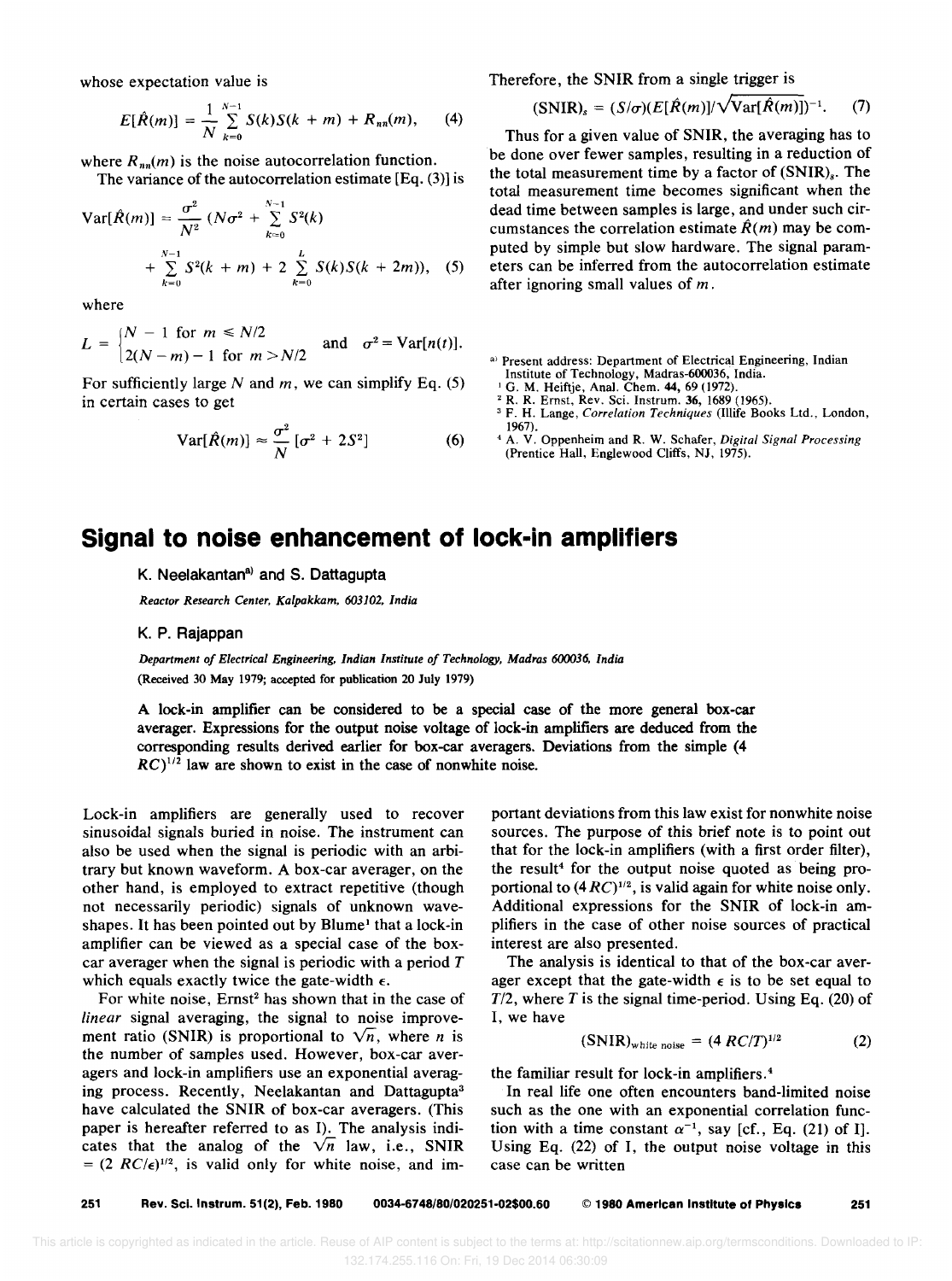whose expectation value is

$$E[\hat{R}(m)] = \frac{1}{N}\sum_{k=0}^{N-1} S(k)S(k+m) + R_{nn}(m), \quad (4)$$

where $R_{nn}(m)$ is the noise autocorrelation function.

The variance of the autocorrelation estimate [Eq. (3)] is

$$\mathrm{Var}[\hat{R}(m)] = \frac{\sigma^2}{N^2}\left(N\sigma^2 + \sum_{k=0}^{N-1} S^2(k) + \sum_{k=0}^{N-1} S^2(k+m) + 2\sum_{k=0}^{L} S(k)S(k+2m)\right), \quad (5)$$

where

$$L = \begin{cases} N-1 & \text{for } m \leq N/2 \\ 2(N-m)-1 & \text{for } m > N/2 \end{cases} \quad \text{and} \quad \sigma^2 = \mathrm{Var}[n(t)].$$

For sufficiently large $N$ and $m$, we can simplify Eq. (5) in certain cases to get

$$\mathrm{Var}[\hat{R}(m)] \approx \frac{\sigma^2}{N}[\sigma^2 + 2S^2] \quad (6)$$

Therefore, the SNIR from a single trigger is

$$(\mathrm{SNIR})_s = (S/\sigma)(E[\hat{R}(m)]/\sqrt{\mathrm{Var}[\hat{R}(m)]})^{-1}. \quad (7)$$

Thus for a given value of SNIR, the averaging has to be done over fewer samples, resulting in a reduction of the total measurement time by a factor of $(\mathrm{SNIR})_s$. The total measurement time becomes significant when the dead time between samples is large, and under such circumstances the correlation estimate $\hat{R}(m)$ may be computed by simple but slow hardware. The signal parameters can be inferred from the autocorrelation estimate after ignoring small values of $m$.

[a] Present address: Department of Electrical Engineering, Indian Institute of Technology, Madras-600036, India.

[1] G. M. Heiftje, Anal. Chem. **44**, 69 (1972).

[2] R. R. Ernst, Rev. Sci. Instrum. **36**, 1689 (1965).

[3] F. H. Lange, *Correlation Techniques* (Illife Books Ltd., London, 1967).

[4] A. V. Oppenheim and R. W. Schafer, *Digital Signal Processing* (Prentice Hall, Englewood Cliffs, NJ, 1975).

# Signal to noise enhancement of lock-in amplifiers

**K. Neelakantan[a] and S. Dattagupta**

*Reactor Research Center, Kalpakkam, 603102, India*

**K. P. Rajappan**

*Department of Electrical Engineering, Indian Institute of Technology, Madras 600036, India*

(Received 30 May 1979; accepted for publication 20 July 1979)

**A lock-in amplifier can be considered to be a special case of the more general box-car averager. Expressions for the output noise voltage of lock-in amplifiers are deduced from the corresponding results derived earlier for box-car averagers. Deviations from the simple $(4RC)^{1/2}$ law are shown to exist in the case of nonwhite noise.**

Lock-in amplifiers are generally used to recover sinusoidal signals buried in noise. The instrument can also be used when the signal is periodic with an arbitrary but known waveform. A box-car averager, on the other hand, is employed to extract repetitive (though not necessarily periodic) signals of unknown waveshapes. It has been pointed out by Blume[1] that a lock-in amplifier can be viewed as a special case of the box-car averager when the signal is periodic with a period $T$ which equals exactly twice the gate-width $\epsilon$.

For white noise, Ernst[2] has shown that in the case of *linear* signal averaging, the signal to noise improvement ratio (SNIR) is proportional to $\sqrt{n}$, where $n$ is the number of samples used. However, box-car averagers and lock-in amplifiers use an exponential averaging process. Recently, Neelakantan and Dattagupta[3] have calculated the SNIR of box-car averagers. (This paper is hereafter referred to as I). The analysis indicates that the analog of the $\sqrt{n}$ law, i.e., SNIR $= (2\ RC/\epsilon)^{1/2}$, is valid only for white noise, and important deviations from this law exist for nonwhite noise sources. The purpose of this brief note is to point out that for the lock-in amplifiers (with a first order filter), the result[4] for the output noise quoted as being proportional to $(4RC)^{1/2}$, is valid again for white noise only. Additional expressions for the SNIR of lock-in amplifiers in the case of other noise sources of practical interest are also presented.

The analysis is identical to that of the box-car averager except that the gate-width $\epsilon$ is to be set equal to $T/2$, where $T$ is the signal time-period. Using Eq. (20) of I, we have

$$(\mathrm{SNIR})_{\text{white noise}} = (4\ RC/T)^{1/2} \quad (2)$$

the familiar result for lock-in amplifiers.[4]

In real life one often encounters band-limited noise such as the one with an exponential correlation function with a time constant $\alpha^{-1}$, say [cf., Eq. (21) of I]. Using Eq. (22) of I, the output noise voltage in this case can be written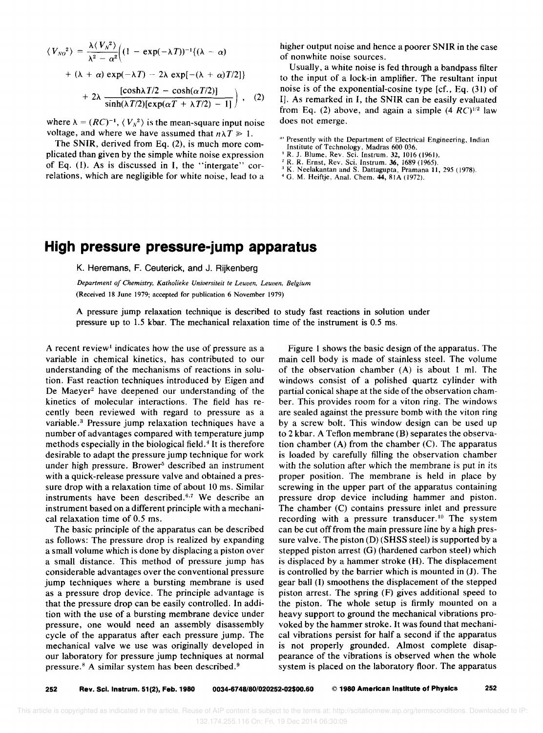$$\langle V_{NO}^2 \rangle = \frac{\lambda \langle V_N^2 \rangle}{\lambda^2 - \alpha^2} \Big( (1 - \exp(-\lambda T))^{-1} \{ (\lambda - \alpha) + (\lambda + \alpha) \exp(-\lambda T) - 2\lambda \exp[-(\lambda + \alpha)T/2] \} + 2\lambda \frac{[\cosh \lambda T/2 - \cosh(\alpha T/2)]}{\sinh(\lambda T/2)[\exp(\alpha T + \lambda T/2) - 1]} \Big), \quad (2)$$

where $\lambda = (RC)^{-1}$, $\langle V_N^2 \rangle$ is the mean-square input noise voltage, and where we have assumed that $n\lambda T \gg 1$.

The SNIR, derived from Eq. (2), is much more complicated than given by the simple white noise expression of Eq. (1). As is discussed in I, the "intergate" correlations, which are negligible for white noise, lead to a higher output noise and hence a poorer SNIR in the case of nonwhite noise sources.

Usually, a white noise is fed through a bandpass filter to the input of a lock-in amplifier. The resultant input noise is of the exponential-cosine type [cf., Eq. (31) of I]. As remarked in I, the SNIR can be easily evaluated from Eq. (2) above, and again a simple $(4\ RC)^{1/2}$ law does not emerge.

[a] Presently with the Department of Electrical Engineering, Indian Institute of Technology, Madras 600 036.

[1] R. J. Blume, Rev. Sci. Instrum. 32, 1016 (1961).

[2] R. R. Ernst, Rev. Sci. Instrum. 36, 1689 (1965).

[3] K. Neelakantan and S. Dattagupta, Pramana 11, 295 (1978).

[4] G. M. Heiftje, Anal. Chem. 44, 81A (1972).

# High pressure pressure-jump apparatus

K. Heremans, F. Ceuterick, and J. Rijkenberg

*Department of Chemistry, Katholieke Universiteit te Leuven, Leuven, Belgium*

(Received 18 June 1979; accepted for publication 6 November 1979)

A pressure jump relaxation technique is described to study fast reactions in solution under pressure up to 1.5 kbar. The mechanical relaxation time of the instrument is 0.5 ms.

A recent review[1] indicates how the use of pressure as a variable in chemical kinetics, has contributed to our understanding of the mechanisms of reactions in solution. Fast reaction techniques introduced by Eigen and De Maeyer[2] have deepened our understanding of the kinetics of molecular interactions. The field has recently been reviewed with regard to pressure as a variable.[3] Pressure jump relaxation techniques have a number of advantages compared with temperature jump methods especially in the biological field.[4] It is therefore desirable to adapt the pressure jump technique for work under high pressure. Brower[5] described an instrument with a quick-release pressure valve and obtained a pressure drop with a relaxation time of about 10 ms. Similar instruments have been described.[6,7] We describe an instrument based on a different principle with a mechanical relaxation time of 0.5 ms.

The basic principle of the apparatus can be described as follows: The pressure drop is realized by expanding a small volume which is done by displacing a piston over a small distance. This method of pressure jump has considerable advantages over the conventional pressure jump techniques where a bursting membrane is used as a pressure drop device. The principle advantage is that the pressure drop can be easily controlled. In addition with the use of a bursting membrane device under pressure, one would need an assembly disassembly cycle of the apparatus after each pressure jump. The mechanical valve we use was originally developed in our laboratory for pressure jump techniques at normal pressure.[8] A similar system has been described.[9]

Figure 1 shows the basic design of the apparatus. The main cell body is made of stainless steel. The volume of the observation chamber (A) is about 1 ml. The windows consist of a polished quartz cylinder with partial conical shape at the side of the observation chamber. This provides room for a viton ring. The windows are sealed against the pressure bomb with the viton ring by a screw bolt. This window design can be used up to 2 kbar. A Teflon membrane (B) separates the observation chamber (A) from the chamber (C). The apparatus is loaded by carefully filling the observation chamber with the solution after which the membrane is put in its proper position. The membrane is held in place by screwing in the upper part of the apparatus containing pressure drop device including hammer and piston. The chamber (C) contains pressure inlet and pressure recording with a pressure transducer.[10] The system can be cut off from the main pressure line by a high pressure valve. The piston (D) (SHSS steel) is supported by a stepped piston arrest (G) (hardened carbon steel) which is displaced by a hammer stroke (H). The displacement is controlled by the barrier which is mounted in (J). The gear ball (I) smoothens the displacement of the stepped piston arrest. The spring (F) gives additional speed to the piston. The whole setup is firmly mounted on a heavy support to ground the mechanical vibrations provoked by the hammer stroke. It was found that mechanical vibrations persist for half a second if the apparatus is not properly grounded. Almost complete disappearance of the vibrations is observed when the whole system is placed on the laboratory floor. The apparatus